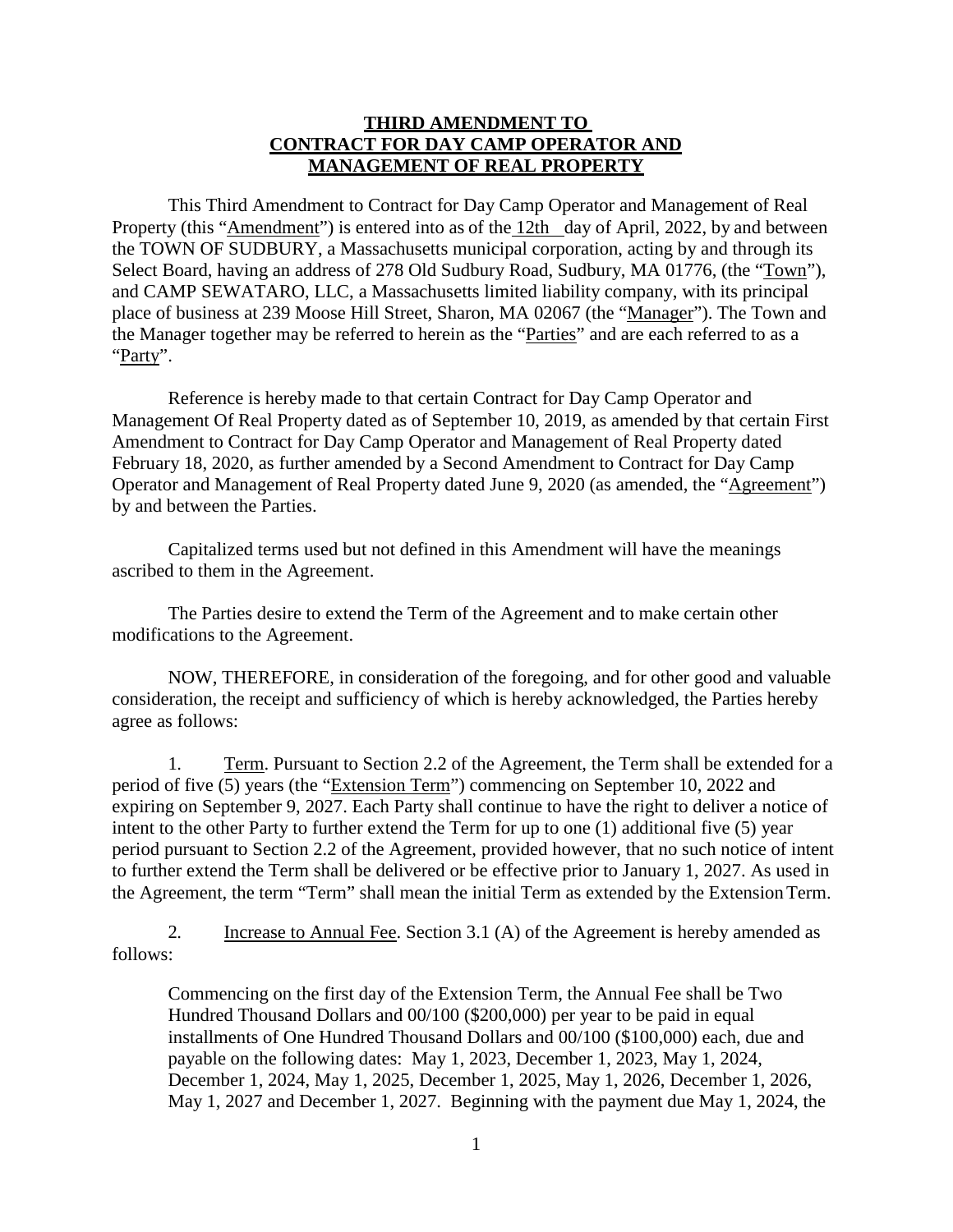**THIRD AMENDMENT TO**
**CONTRACT FOR DAY CAMP OPERATOR AND**
**MANAGEMENT OF REAL PROPERTY**

This Third Amendment to Contract for Day Camp Operator and Management of Real Property (this "Amendment") is entered into as of the 12th day of April, 2022, by and between the TOWN OF SUDBURY, a Massachusetts municipal corporation, acting by and through its Select Board, having an address of 278 Old Sudbury Road, Sudbury, MA 01776, (the "Town"), and CAMP SEWATARO, LLC, a Massachusetts limited liability company, with its principal place of business at 239 Moose Hill Street, Sharon, MA 02067 (the "Manager"). The Town and the Manager together may be referred to herein as the "Parties" and are each referred to as a "Party".

Reference is hereby made to that certain Contract for Day Camp Operator and Management Of Real Property dated as of September 10, 2019, as amended by that certain First Amendment to Contract for Day Camp Operator and Management of Real Property dated February 18, 2020, as further amended by a Second Amendment to Contract for Day Camp Operator and Management of Real Property dated June 9, 2020 (as amended, the "Agreement") by and between the Parties.

Capitalized terms used but not defined in this Amendment will have the meanings ascribed to them in the Agreement.

The Parties desire to extend the Term of the Agreement and to make certain other modifications to the Agreement.

NOW, THEREFORE, in consideration of the foregoing, and for other good and valuable consideration, the receipt and sufficiency of which is hereby acknowledged, the Parties hereby agree as follows:

1. Term. Pursuant to Section 2.2 of the Agreement, the Term shall be extended for a period of five (5) years (the "Extension Term") commencing on September 10, 2022 and expiring on September 9, 2027. Each Party shall continue to have the right to deliver a notice of intent to the other Party to further extend the Term for up to one (1) additional five (5) year period pursuant to Section 2.2 of the Agreement, provided however, that no such notice of intent to further extend the Term shall be delivered or be effective prior to January 1, 2027. As used in the Agreement, the term "Term" shall mean the initial Term as extended by the Extension Term.

2. Increase to Annual Fee. Section 3.1 (A) of the Agreement is hereby amended as follows:

> Commencing on the first day of the Extension Term, the Annual Fee shall be Two Hundred Thousand Dollars and 00/100 ($200,000) per year to be paid in equal installments of One Hundred Thousand Dollars and 00/100 ($100,000) each, due and payable on the following dates: May 1, 2023, December 1, 2023, May 1, 2024, December 1, 2024, May 1, 2025, December 1, 2025, May 1, 2026, December 1, 2026, May 1, 2027 and December 1, 2027. Beginning with the payment due May 1, 2024, the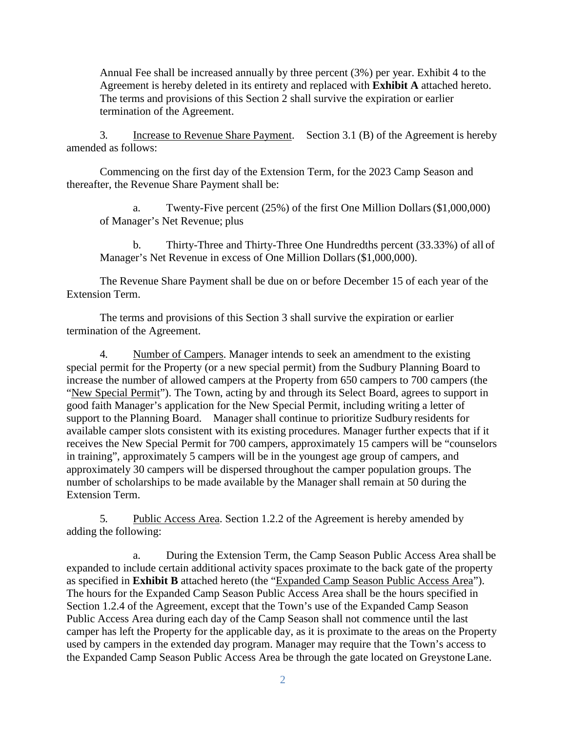Annual Fee shall be increased annually by three percent (3%) per year. Exhibit 4 to the Agreement is hereby deleted in its entirety and replaced with **Exhibit A** attached hereto. The terms and provisions of this Section 2 shall survive the expiration or earlier termination of the Agreement.

3. Increase to Revenue Share Payment. Section 3.1 (B) of the Agreement is hereby amended as follows:

Commencing on the first day of the Extension Term, for the 2023 Camp Season and thereafter, the Revenue Share Payment shall be:

a. Twenty-Five percent (25%) of the first One Million Dollars ($1,000,000) of Manager's Net Revenue; plus

b. Thirty-Three and Thirty-Three One Hundredths percent (33.33%) of all of Manager's Net Revenue in excess of One Million Dollars ($1,000,000).

The Revenue Share Payment shall be due on or before December 15 of each year of the Extension Term.

The terms and provisions of this Section 3 shall survive the expiration or earlier termination of the Agreement.

4. Number of Campers. Manager intends to seek an amendment to the existing special permit for the Property (or a new special permit) from the Sudbury Planning Board to increase the number of allowed campers at the Property from 650 campers to 700 campers (the "New Special Permit"). The Town, acting by and through its Select Board, agrees to support in good faith Manager's application for the New Special Permit, including writing a letter of support to the Planning Board. Manager shall continue to prioritize Sudbury residents for available camper slots consistent with its existing procedures. Manager further expects that if it receives the New Special Permit for 700 campers, approximately 15 campers will be "counselors in training", approximately 5 campers will be in the youngest age group of campers, and approximately 30 campers will be dispersed throughout the camper population groups. The number of scholarships to be made available by the Manager shall remain at 50 during the Extension Term.

5. Public Access Area. Section 1.2.2 of the Agreement is hereby amended by adding the following:

a. During the Extension Term, the Camp Season Public Access Area shall be expanded to include certain additional activity spaces proximate to the back gate of the property as specified in **Exhibit B** attached hereto (the "Expanded Camp Season Public Access Area"). The hours for the Expanded Camp Season Public Access Area shall be the hours specified in Section 1.2.4 of the Agreement, except that the Town's use of the Expanded Camp Season Public Access Area during each day of the Camp Season shall not commence until the last camper has left the Property for the applicable day, as it is proximate to the areas on the Property used by campers in the extended day program. Manager may require that the Town's access to the Expanded Camp Season Public Access Area be through the gate located on Greystone Lane.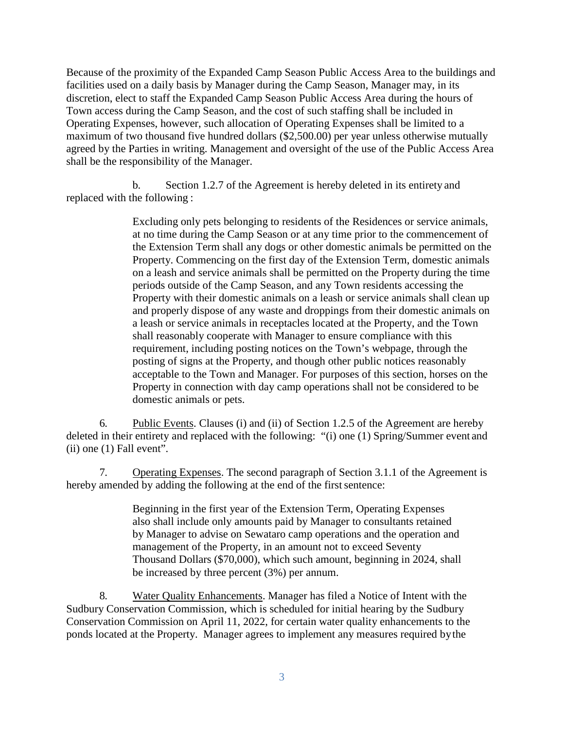Because of the proximity of the Expanded Camp Season Public Access Area to the buildings and facilities used on a daily basis by Manager during the Camp Season, Manager may, in its discretion, elect to staff the Expanded Camp Season Public Access Area during the hours of Town access during the Camp Season, and the cost of such staffing shall be included in Operating Expenses, however, such allocation of Operating Expenses shall be limited to a maximum of two thousand five hundred dollars ($2,500.00) per year unless otherwise mutually agreed by the Parties in writing. Management and oversight of the use of the Public Access Area shall be the responsibility of the Manager.

b. Section 1.2.7 of the Agreement is hereby deleted in its entirety and replaced with the following :

> Excluding only pets belonging to residents of the Residences or service animals, at no time during the Camp Season or at any time prior to the commencement of the Extension Term shall any dogs or other domestic animals be permitted on the Property. Commencing on the first day of the Extension Term, domestic animals on a leash and service animals shall be permitted on the Property during the time periods outside of the Camp Season, and any Town residents accessing the Property with their domestic animals on a leash or service animals shall clean up and properly dispose of any waste and droppings from their domestic animals on a leash or service animals in receptacles located at the Property, and the Town shall reasonably cooperate with Manager to ensure compliance with this requirement, including posting notices on the Town's webpage, through the posting of signs at the Property, and though other public notices reasonably acceptable to the Town and Manager. For purposes of this section, horses on the Property in connection with day camp operations shall not be considered to be domestic animals or pets.

6. Public Events. Clauses (i) and (ii) of Section 1.2.5 of the Agreement are hereby deleted in their entirety and replaced with the following: "(i) one (1) Spring/Summer event and (ii) one (1) Fall event".

7. Operating Expenses. The second paragraph of Section 3.1.1 of the Agreement is hereby amended by adding the following at the end of the first sentence:

> Beginning in the first year of the Extension Term, Operating Expenses also shall include only amounts paid by Manager to consultants retained by Manager to advise on Sewataro camp operations and the operation and management of the Property, in an amount not to exceed Seventy Thousand Dollars ($70,000), which such amount, beginning in 2024, shall be increased by three percent (3%) per annum.

8. Water Quality Enhancements. Manager has filed a Notice of Intent with the Sudbury Conservation Commission, which is scheduled for initial hearing by the Sudbury Conservation Commission on April 11, 2022, for certain water quality enhancements to the ponds located at the Property. Manager agrees to implement any measures required by the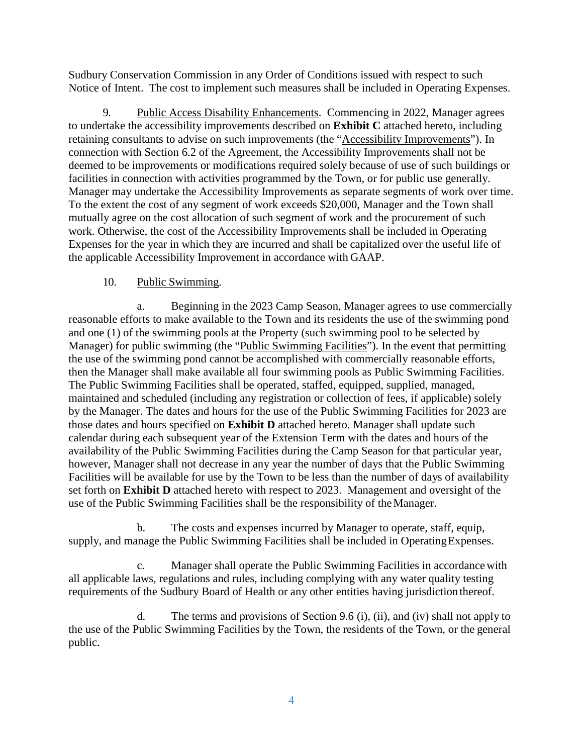Sudbury Conservation Commission in any Order of Conditions issued with respect to such Notice of Intent. The cost to implement such measures shall be included in Operating Expenses.

9. Public Access Disability Enhancements. Commencing in 2022, Manager agrees to undertake the accessibility improvements described on **Exhibit C** attached hereto, including retaining consultants to advise on such improvements (the "Accessibility Improvements"). In connection with Section 6.2 of the Agreement, the Accessibility Improvements shall not be deemed to be improvements or modifications required solely because of use of such buildings or facilities in connection with activities programmed by the Town, or for public use generally. Manager may undertake the Accessibility Improvements as separate segments of work over time. To the extent the cost of any segment of work exceeds $20,000, Manager and the Town shall mutually agree on the cost allocation of such segment of work and the procurement of such work. Otherwise, the cost of the Accessibility Improvements shall be included in Operating Expenses for the year in which they are incurred and shall be capitalized over the useful life of the applicable Accessibility Improvement in accordance with GAAP.

10. Public Swimming.

a. Beginning in the 2023 Camp Season, Manager agrees to use commercially reasonable efforts to make available to the Town and its residents the use of the swimming pond and one (1) of the swimming pools at the Property (such swimming pool to be selected by Manager) for public swimming (the "Public Swimming Facilities"). In the event that permitting the use of the swimming pond cannot be accomplished with commercially reasonable efforts, then the Manager shall make available all four swimming pools as Public Swimming Facilities. The Public Swimming Facilities shall be operated, staffed, equipped, supplied, managed, maintained and scheduled (including any registration or collection of fees, if applicable) solely by the Manager. The dates and hours for the use of the Public Swimming Facilities for 2023 are those dates and hours specified on **Exhibit D** attached hereto. Manager shall update such calendar during each subsequent year of the Extension Term with the dates and hours of the availability of the Public Swimming Facilities during the Camp Season for that particular year, however, Manager shall not decrease in any year the number of days that the Public Swimming Facilities will be available for use by the Town to be less than the number of days of availability set forth on **Exhibit D** attached hereto with respect to 2023. Management and oversight of the use of the Public Swimming Facilities shall be the responsibility of the Manager.

b. The costs and expenses incurred by Manager to operate, staff, equip, supply, and manage the Public Swimming Facilities shall be included in Operating Expenses.

c. Manager shall operate the Public Swimming Facilities in accordance with all applicable laws, regulations and rules, including complying with any water quality testing requirements of the Sudbury Board of Health or any other entities having jurisdiction thereof.

d. The terms and provisions of Section 9.6 (i), (ii), and (iv) shall not apply to the use of the Public Swimming Facilities by the Town, the residents of the Town, or the general public.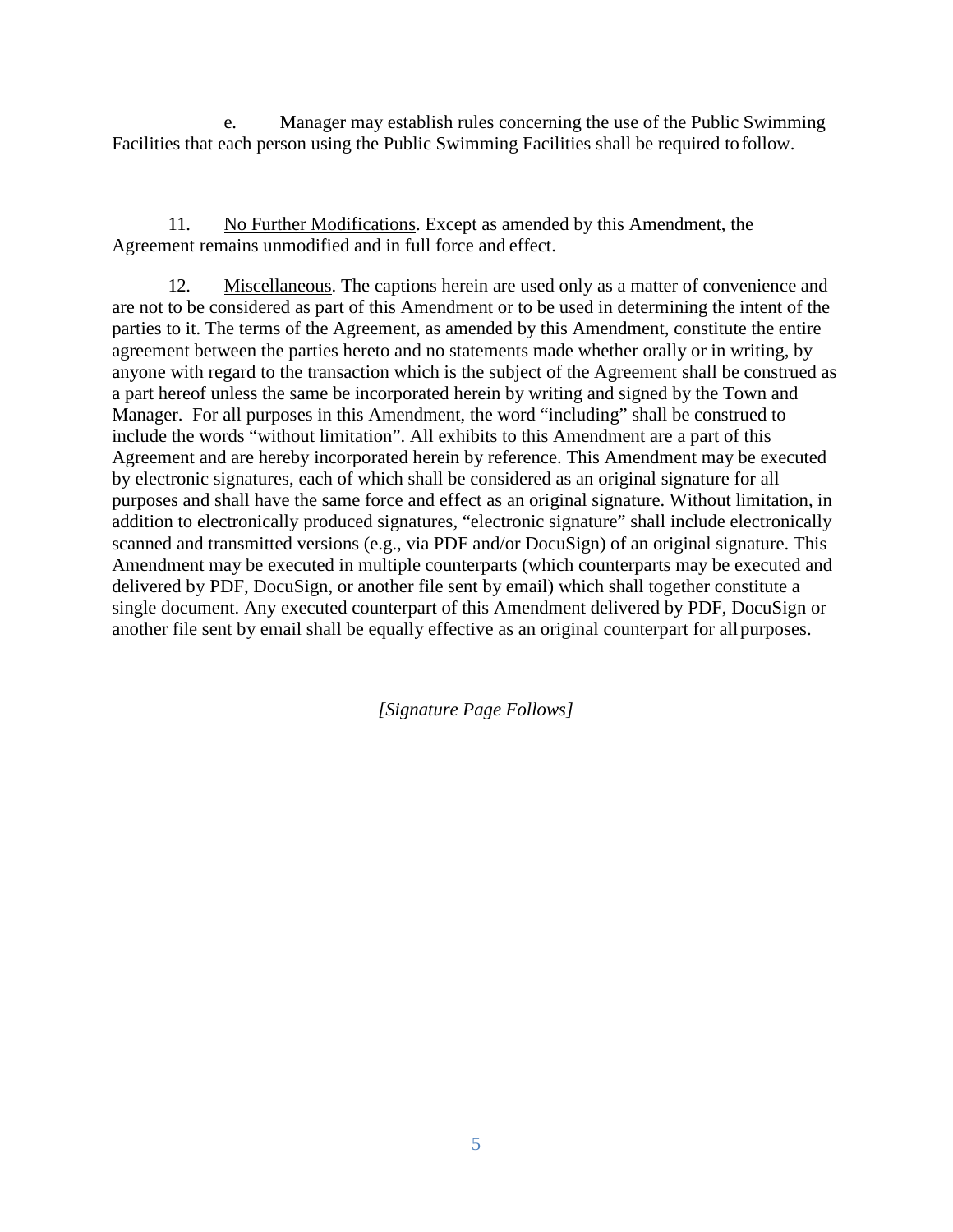e. Manager may establish rules concerning the use of the Public Swimming Facilities that each person using the Public Swimming Facilities shall be required to follow.

11. <u>No Further Modifications</u>. Except as amended by this Amendment, the Agreement remains unmodified and in full force and effect.

12. <u>Miscellaneous</u>. The captions herein are used only as a matter of convenience and are not to be considered as part of this Amendment or to be used in determining the intent of the parties to it. The terms of the Agreement, as amended by this Amendment, constitute the entire agreement between the parties hereto and no statements made whether orally or in writing, by anyone with regard to the transaction which is the subject of the Agreement shall be construed as a part hereof unless the same be incorporated herein by writing and signed by the Town and Manager. For all purposes in this Amendment, the word "including" shall be construed to include the words "without limitation". All exhibits to this Amendment are a part of this Agreement and are hereby incorporated herein by reference. This Amendment may be executed by electronic signatures, each of which shall be considered as an original signature for all purposes and shall have the same force and effect as an original signature. Without limitation, in addition to electronically produced signatures, "electronic signature" shall include electronically scanned and transmitted versions (e.g., via PDF and/or DocuSign) of an original signature. This Amendment may be executed in multiple counterparts (which counterparts may be executed and delivered by PDF, DocuSign, or another file sent by email) which shall together constitute a single document. Any executed counterpart of this Amendment delivered by PDF, DocuSign or another file sent by email shall be equally effective as an original counterpart for all purposes.

*[Signature Page Follows]*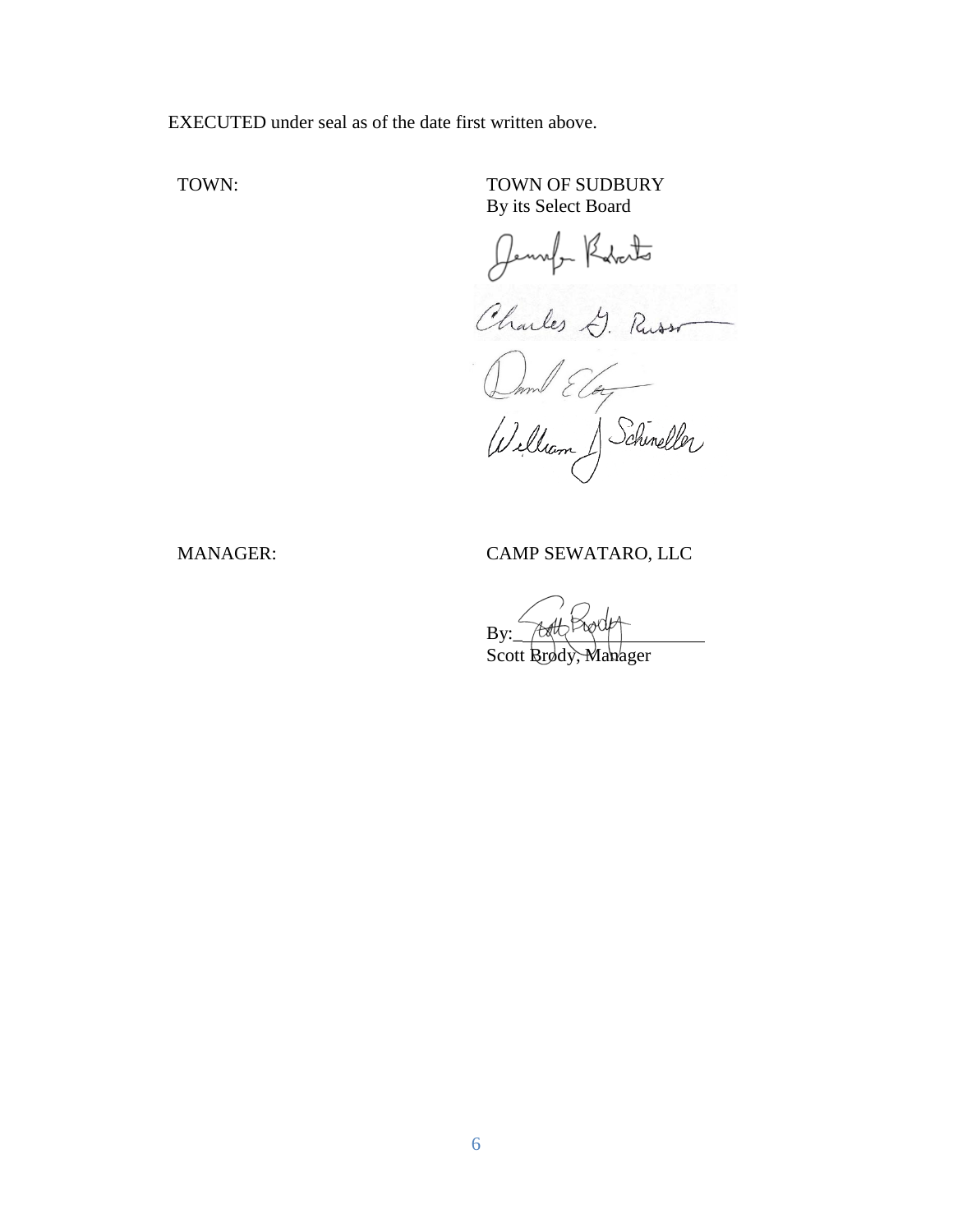EXECUTED under seal as of the date first written above.

TOWN: TOWN OF SUDBURY
By its Select Board

Jennifer Roberts

Charles G. Russo

Daniel E. Carty

William J. Schineller

MANAGER: CAMP SEWATARO, LLC

By: Scott Brody
Scott Brody, Manager